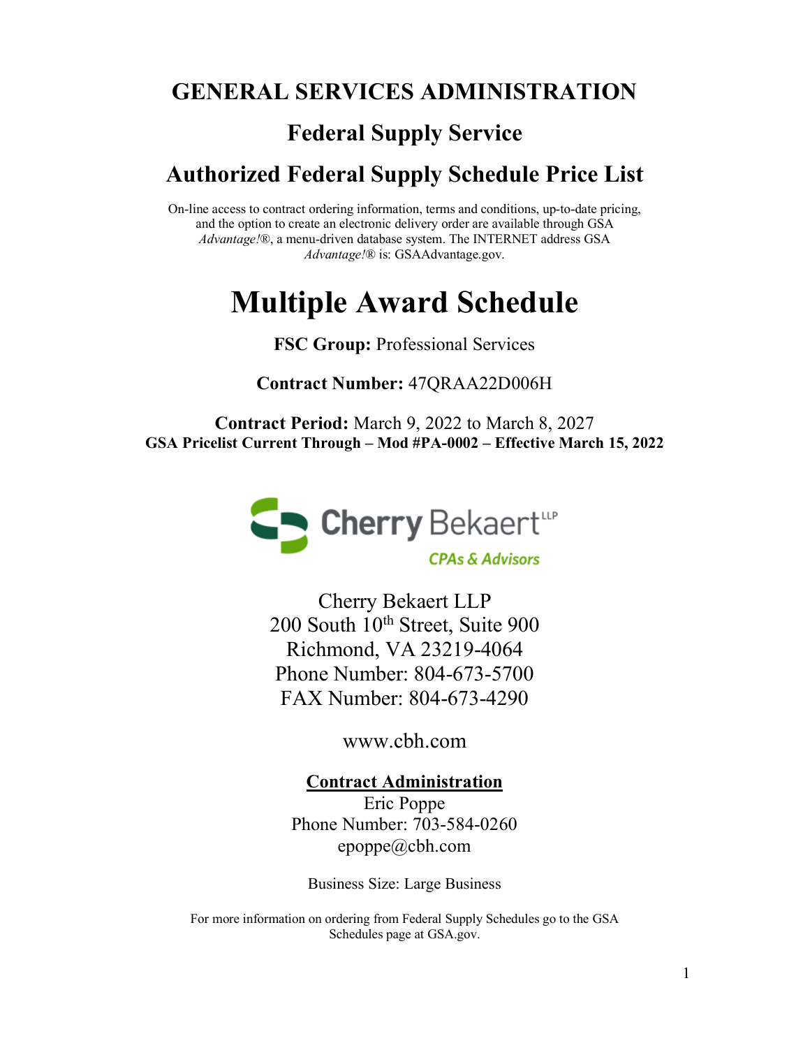# GENERAL SERVICES ADMINISTRATION

## Federal Supply Service

## Authorized Federal Supply Schedule Price List

On-line access to contract ordering information, terms and conditions, up-to-date pricing, and the option to create an electronic delivery order are available through GSA *Advantage!*®, a menu-driven database system. The INTERNET address GSA *Advantage!*® is: GSAAdvantage.gov.

# Multiple Award Schedule

**FSC Group:** Professional Services

**Contract Number:** 47QRAA22D006H

**Contract Period:** March 9, 2022 to March 8, 2027

**GSA Pricelist Current Through – Mod #PA-0002 – Effective March 15, 2022**

Cherry Bekaert LLP
CPAs & Advisors

Cherry Bekaert LLP
200 South 10th Street, Suite 900
Richmond, VA 23219-4064
Phone Number: 804-673-5700
FAX Number: 804-673-4290

www.cbh.com

**Contract Administration**

Eric Poppe
Phone Number: 703-584-0260
epoppe@cbh.com

Business Size: Large Business

For more information on ordering from Federal Supply Schedules go to the GSA Schedules page at GSA.gov.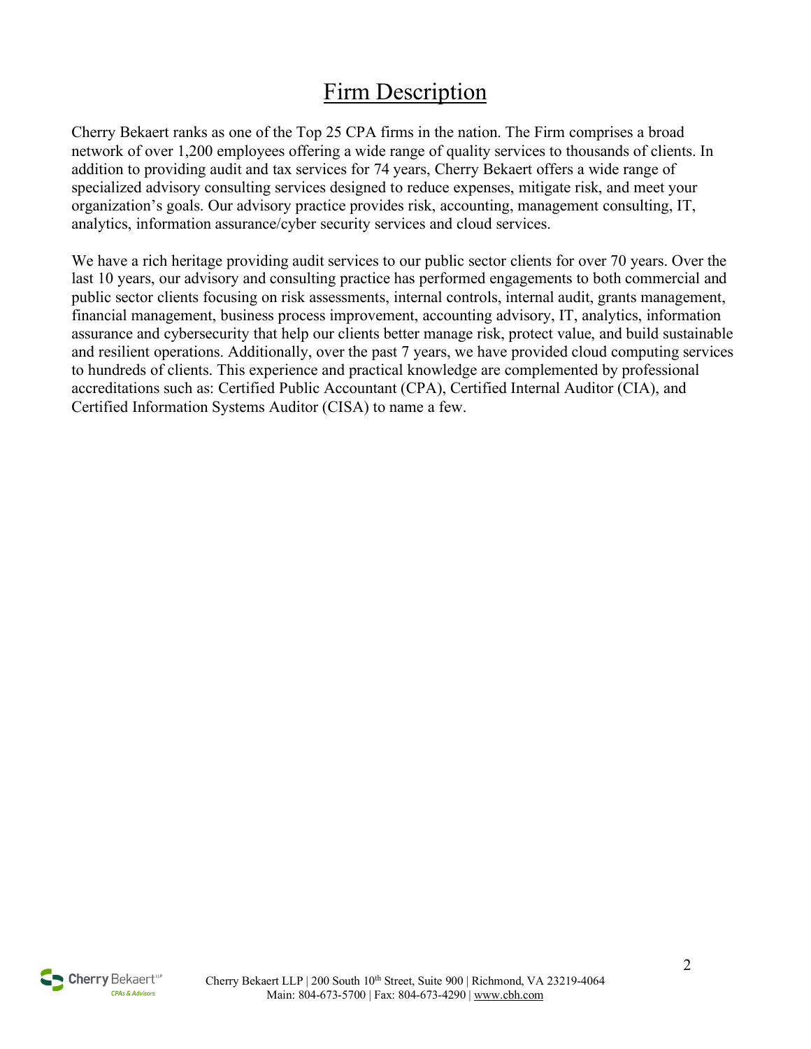# Firm Description

Cherry Bekaert ranks as one of the Top 25 CPA firms in the nation. The Firm comprises a broad network of over 1,200 employees offering a wide range of quality services to thousands of clients. In addition to providing audit and tax services for 74 years, Cherry Bekaert offers a wide range of specialized advisory consulting services designed to reduce expenses, mitigate risk, and meet your organization's goals. Our advisory practice provides risk, accounting, management consulting, IT, analytics, information assurance/cyber security services and cloud services.

We have a rich heritage providing audit services to our public sector clients for over 70 years. Over the last 10 years, our advisory and consulting practice has performed engagements to both commercial and public sector clients focusing on risk assessments, internal controls, internal audit, grants management, financial management, business process improvement, accounting advisory, IT, analytics, information assurance and cybersecurity that help our clients better manage risk, protect value, and build sustainable and resilient operations. Additionally, over the past 7 years, we have provided cloud computing services to hundreds of clients. This experience and practical knowledge are complemented by professional accreditations such as: Certified Public Accountant (CPA), Certified Internal Auditor (CIA), and Certified Information Systems Auditor (CISA) to name a few.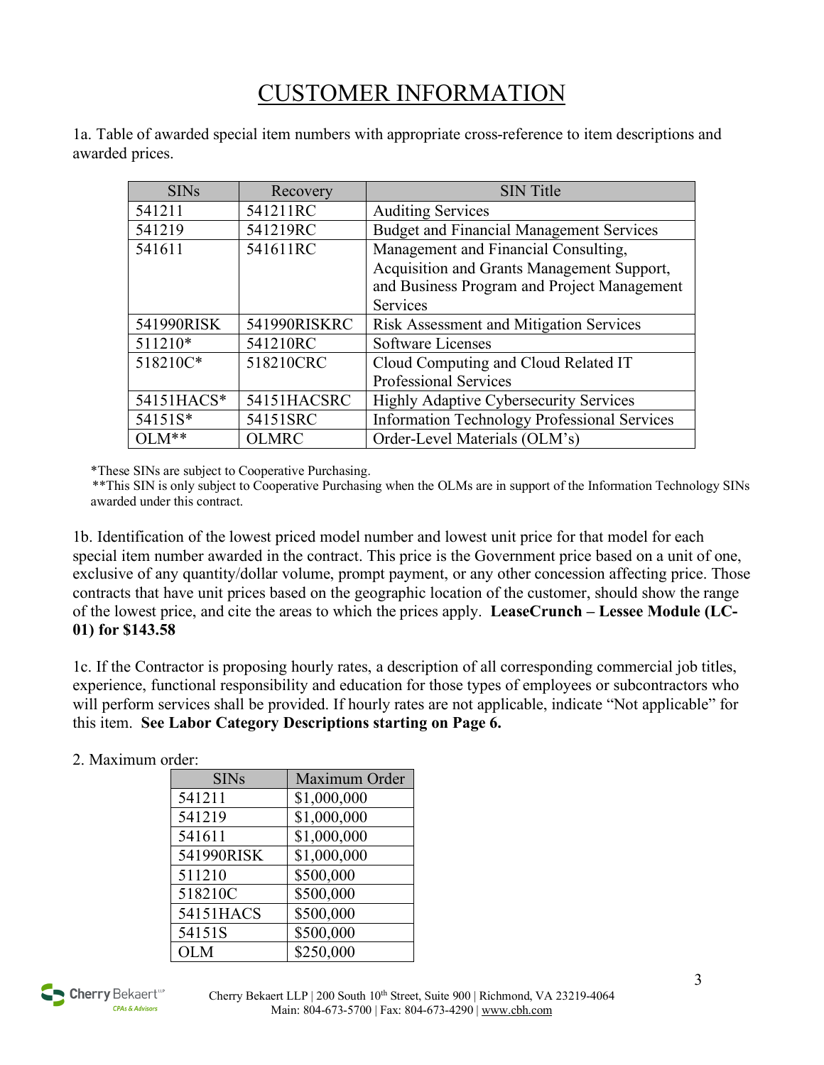# CUSTOMER INFORMATION

1a. Table of awarded special item numbers with appropriate cross-reference to item descriptions and awarded prices.

| SINs | Recovery | SIN Title |
|---|---|---|
| 541211 | 541211RC | Auditing Services |
| 541219 | 541219RC | Budget and Financial Management Services |
| 541611 | 541611RC | Management and Financial Consulting, Acquisition and Grants Management Support, and Business Program and Project Management Services |
| 541990RISK | 541990RISKRC | Risk Assessment and Mitigation Services |
| 511210* | 541210RC | Software Licenses |
| 518210C* | 518210CRC | Cloud Computing and Cloud Related IT Professional Services |
| 54151HACS* | 54151HACSRC | Highly Adaptive Cybersecurity Services |
| 54151S* | 54151SRC | Information Technology Professional Services |
| OLM** | OLMRC | Order-Level Materials (OLM's) |

*These SINs are subject to Cooperative Purchasing.
**This SIN is only subject to Cooperative Purchasing when the OLMs are in support of the Information Technology SINs awarded under this contract.

1b. Identification of the lowest priced model number and lowest unit price for that model for each special item number awarded in the contract. This price is the Government price based on a unit of one, exclusive of any quantity/dollar volume, prompt payment, or any other concession affecting price. Those contracts that have unit prices based on the geographic location of the customer, should show the range of the lowest price, and cite the areas to which the prices apply. **LeaseCrunch – Lessee Module (LC-01) for $143.58**

1c. If the Contractor is proposing hourly rates, a description of all corresponding commercial job titles, experience, functional responsibility and education for those types of employees or subcontractors who will perform services shall be provided. If hourly rates are not applicable, indicate "Not applicable" for this item. **See Labor Category Descriptions starting on Page 6.**

2. Maximum order:

| SINs | Maximum Order |
|---|---|
| 541211 | $1,000,000 |
| 541219 | $1,000,000 |
| 541611 | $1,000,000 |
| 541990RISK | $1,000,000 |
| 511210 | $500,000 |
| 518210C | $500,000 |
| 54151HACS | $500,000 |
| 54151S | $500,000 |
| OLM | $250,000 |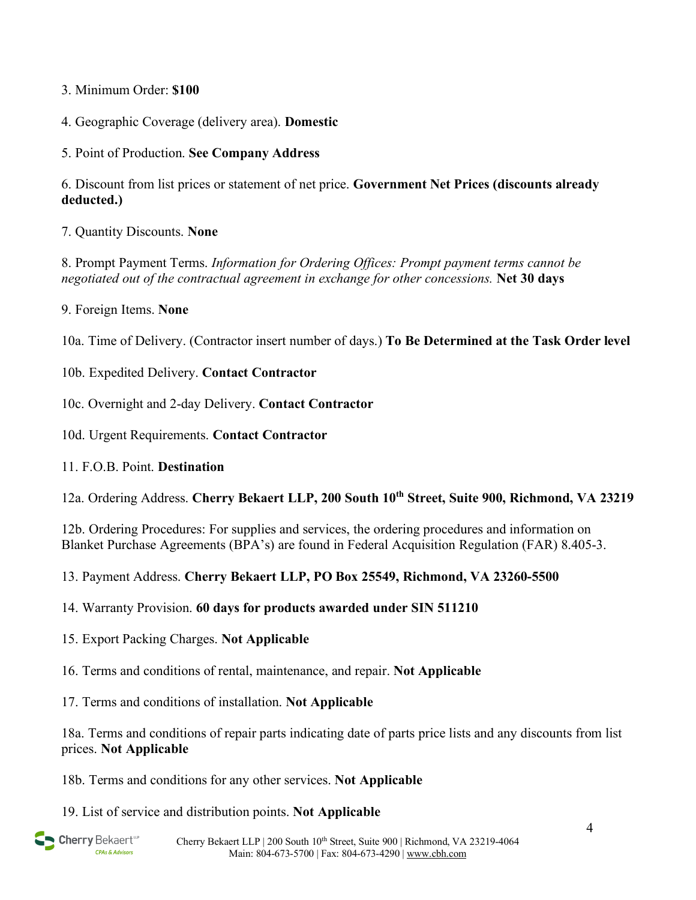3. Minimum Order: **$100**

4. Geographic Coverage (delivery area). **Domestic**

5. Point of Production. **See Company Address**

6. Discount from list prices or statement of net price. **Government Net Prices (discounts already deducted.)**

7. Quantity Discounts. **None**

8. Prompt Payment Terms. *Information for Ordering Offices: Prompt payment terms cannot be negotiated out of the contractual agreement in exchange for other concessions.* **Net 30 days**

9. Foreign Items. **None**

10a. Time of Delivery. (Contractor insert number of days.) **To Be Determined at the Task Order level**

10b. Expedited Delivery. **Contact Contractor**

10c. Overnight and 2-day Delivery. **Contact Contractor**

10d. Urgent Requirements. **Contact Contractor**

11. F.O.B. Point. **Destination**

12a. Ordering Address. **Cherry Bekaert LLP, 200 South 10th Street, Suite 900, Richmond, VA 23219**

12b. Ordering Procedures: For supplies and services, the ordering procedures and information on Blanket Purchase Agreements (BPA's) are found in Federal Acquisition Regulation (FAR) 8.405-3.

13. Payment Address. **Cherry Bekaert LLP, PO Box 25549, Richmond, VA 23260-5500**

14. Warranty Provision. **60 days for products awarded under SIN 511210**

15. Export Packing Charges. **Not Applicable**

16. Terms and conditions of rental, maintenance, and repair. **Not Applicable**

17. Terms and conditions of installation. **Not Applicable**

18a. Terms and conditions of repair parts indicating date of parts price lists and any discounts from list prices. **Not Applicable**

18b. Terms and conditions for any other services. **Not Applicable**

19. List of service and distribution points. **Not Applicable**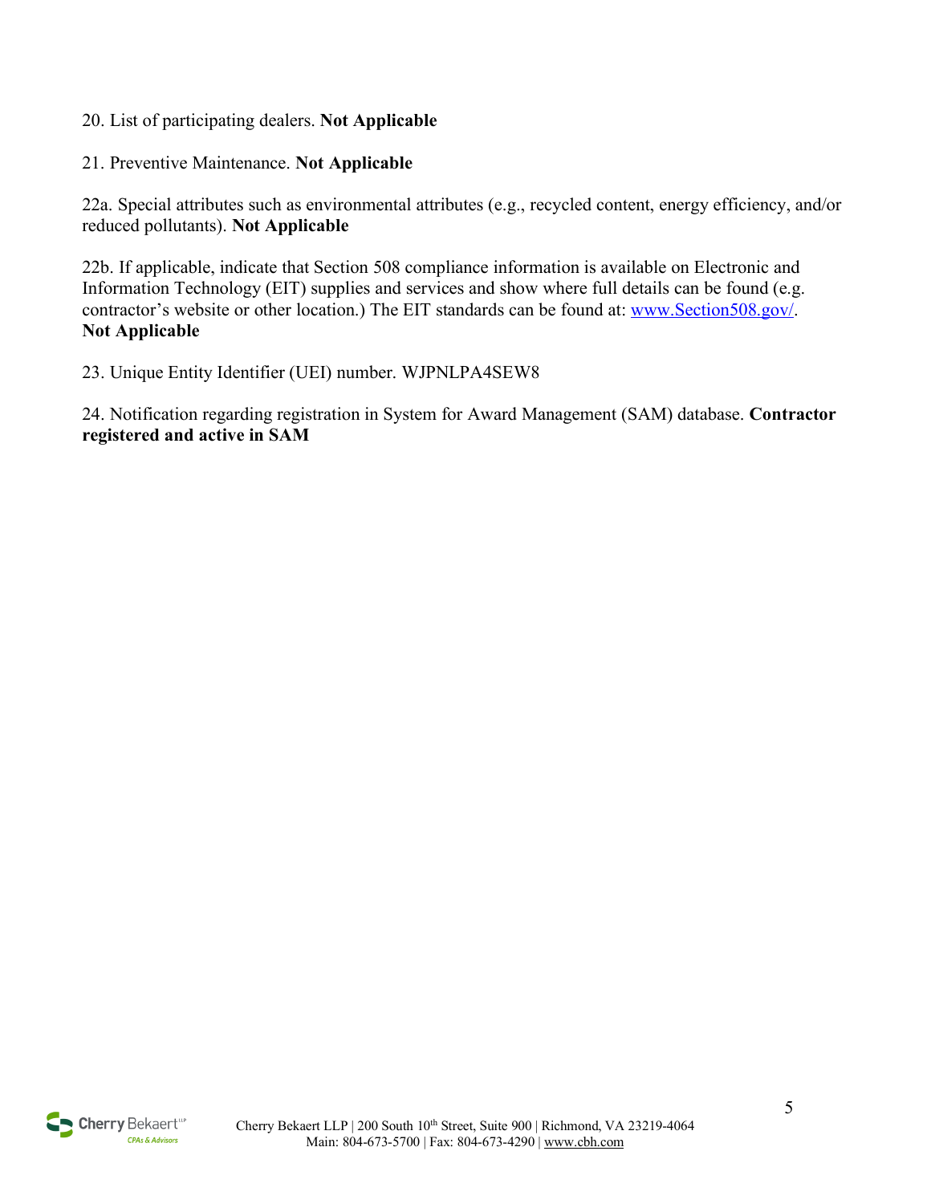20. List of participating dealers. **Not Applicable**

21. Preventive Maintenance. **Not Applicable**

22a. Special attributes such as environmental attributes (e.g., recycled content, energy efficiency, and/or reduced pollutants). **Not Applicable**

22b. If applicable, indicate that Section 508 compliance information is available on Electronic and Information Technology (EIT) supplies and services and show where full details can be found (e.g. contractor's website or other location.) The EIT standards can be found at: [www.Section508.gov/](http://www.Section508.gov/). **Not Applicable**

23. Unique Entity Identifier (UEI) number. WJPNLPA4SEW8

24. Notification regarding registration in System for Award Management (SAM) database. **Contractor registered and active in SAM**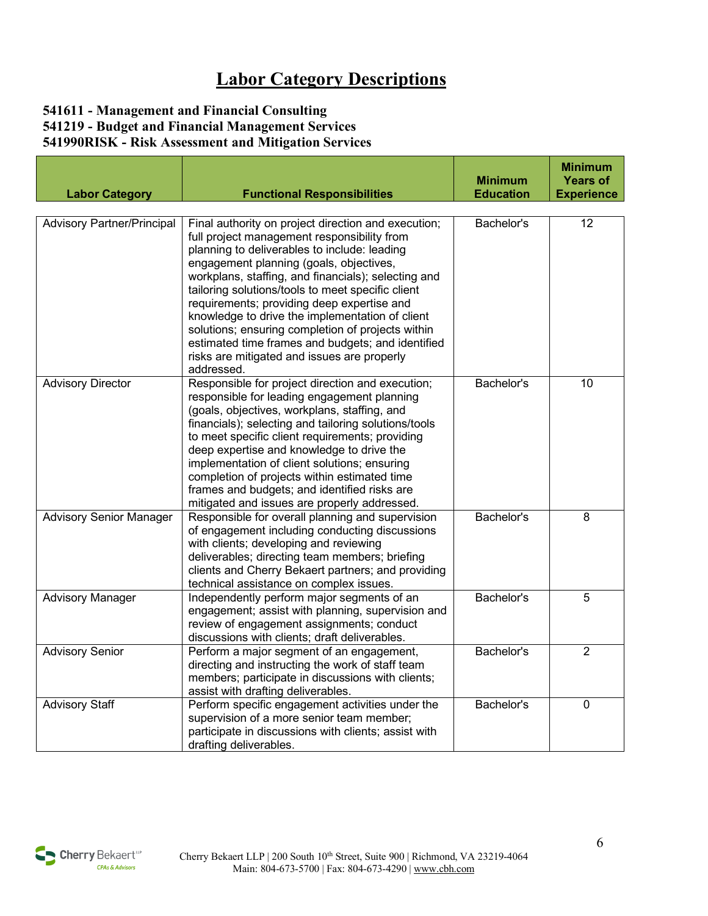# Labor Category Descriptions

**541611 - Management and Financial Consulting**
**541219 - Budget and Financial Management Services**
**541990RISK - Risk Assessment and Mitigation Services**

| Labor Category | Functional Responsibilities | Minimum Education | Minimum Years of Experience |
|---|---|---|---|
| Advisory Partner/Principal | Final authority on project direction and execution; full project management responsibility from planning to deliverables to include: leading engagement planning (goals, objectives, workplans, staffing, and financials); selecting and tailoring solutions/tools to meet specific client requirements; providing deep expertise and knowledge to drive the implementation of client solutions; ensuring completion of projects within estimated time frames and budgets; and identified risks are mitigated and issues are properly addressed. | Bachelor's | 12 |
| Advisory Director | Responsible for project direction and execution; responsible for leading engagement planning (goals, objectives, workplans, staffing, and financials); selecting and tailoring solutions/tools to meet specific client requirements; providing deep expertise and knowledge to drive the implementation of client solutions; ensuring completion of projects within estimated time frames and budgets; and identified risks are mitigated and issues are properly addressed. | Bachelor's | 10 |
| Advisory Senior Manager | Responsible for overall planning and supervision of engagement including conducting discussions with clients; developing and reviewing deliverables; directing team members; briefing clients and Cherry Bekaert partners; and providing technical assistance on complex issues. | Bachelor's | 8 |
| Advisory Manager | Independently perform major segments of an engagement; assist with planning, supervision and review of engagement assignments; conduct discussions with clients; draft deliverables. | Bachelor's | 5 |
| Advisory Senior | Perform a major segment of an engagement, directing and instructing the work of staff team members; participate in discussions with clients; assist with drafting deliverables. | Bachelor's | 2 |
| Advisory Staff | Perform specific engagement activities under the supervision of a more senior team member; participate in discussions with clients; assist with drafting deliverables. | Bachelor's | 0 |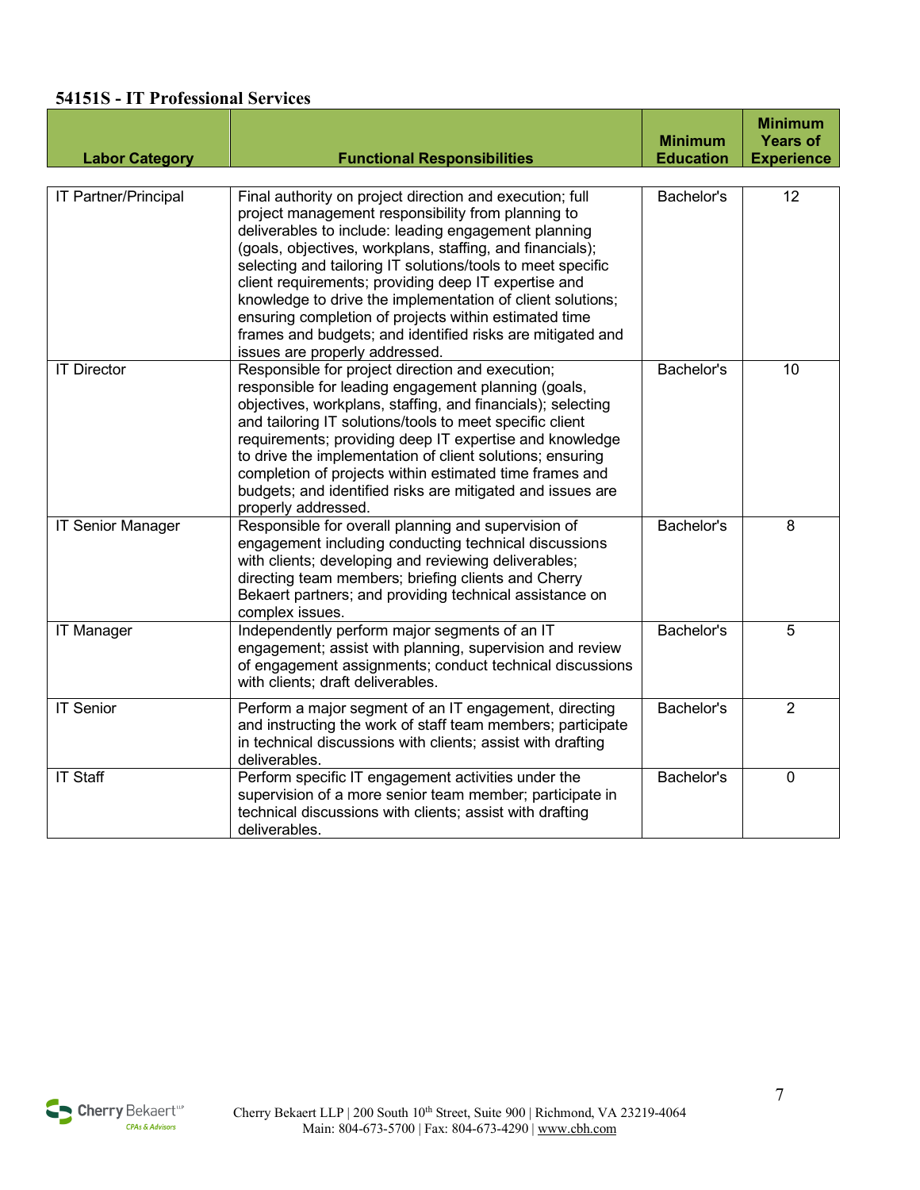**54151S - IT Professional Services**

| Labor Category | Functional Responsibilities | Minimum Education | Minimum Years of Experience |
|---|---|---|---|
| IT Partner/Principal | Final authority on project direction and execution; full project management responsibility from planning to deliverables to include: leading engagement planning (goals, objectives, workplans, staffing, and financials); selecting and tailoring IT solutions/tools to meet specific client requirements; providing deep IT expertise and knowledge to drive the implementation of client solutions; ensuring completion of projects within estimated time frames and budgets; and identified risks are mitigated and issues are properly addressed. | Bachelor's | 12 |
| IT Director | Responsible for project direction and execution; responsible for leading engagement planning (goals, objectives, workplans, staffing, and financials); selecting and tailoring IT solutions/tools to meet specific client requirements; providing deep IT expertise and knowledge to drive the implementation of client solutions; ensuring completion of projects within estimated time frames and budgets; and identified risks are mitigated and issues are properly addressed. | Bachelor's | 10 |
| IT Senior Manager | Responsible for overall planning and supervision of engagement including conducting technical discussions with clients; developing and reviewing deliverables; directing team members; briefing clients and Cherry Bekaert partners; and providing technical assistance on complex issues. | Bachelor's | 8 |
| IT Manager | Independently perform major segments of an IT engagement; assist with planning, supervision and review of engagement assignments; conduct technical discussions with clients; draft deliverables. | Bachelor's | 5 |
| IT Senior | Perform a major segment of an IT engagement, directing and instructing the work of staff team members; participate in technical discussions with clients; assist with drafting deliverables. | Bachelor's | 2 |
| IT Staff | Perform specific IT engagement activities under the supervision of a more senior team member; participate in technical discussions with clients; assist with drafting deliverables. | Bachelor's | 0 |

Cherry Bekaert LLP | 200 South 10th Street, Suite 900 | Richmond, VA 23219-4064
Main: 804-673-5700 | Fax: 804-673-4290 | www.cbh.com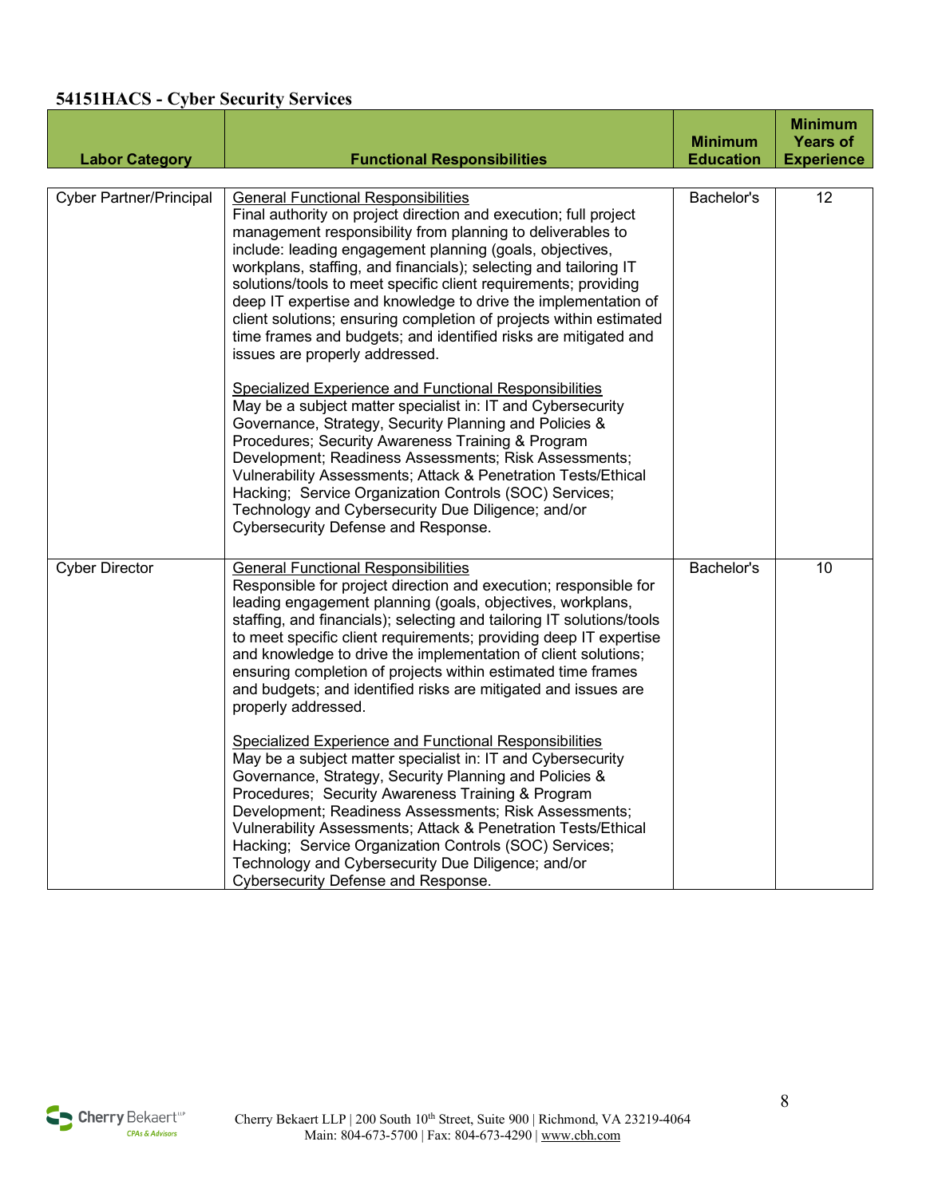## 54151HACS - Cyber Security Services

| Labor Category | Functional Responsibilities | Minimum Education | Minimum Years of Experience |
|---|---|---|---|
| Cyber Partner/Principal | <u>General Functional Responsibilities</u><br>Final authority on project direction and execution; full project management responsibility from planning to deliverables to include: leading engagement planning (goals, objectives, workplans, staffing, and financials); selecting and tailoring IT solutions/tools to meet specific client requirements; providing deep IT expertise and knowledge to drive the implementation of client solutions; ensuring completion of projects within estimated time frames and budgets; and identified risks are mitigated and issues are properly addressed.<br><br><u>Specialized Experience and Functional Responsibilities</u><br>May be a subject matter specialist in: IT and Cybersecurity Governance, Strategy, Security Planning and Policies & Procedures; Security Awareness Training & Program Development; Readiness Assessments; Risk Assessments; Vulnerability Assessments; Attack & Penetration Tests/Ethical Hacking; Service Organization Controls (SOC) Services; Technology and Cybersecurity Due Diligence; and/or Cybersecurity Defense and Response. | Bachelor's | 12 |
| Cyber Director | <u>General Functional Responsibilities</u><br>Responsible for project direction and execution; responsible for leading engagement planning (goals, objectives, workplans, staffing, and financials); selecting and tailoring IT solutions/tools to meet specific client requirements; providing deep IT expertise and knowledge to drive the implementation of client solutions; ensuring completion of projects within estimated time frames and budgets; and identified risks are mitigated and issues are properly addressed.<br><br><u>Specialized Experience and Functional Responsibilities</u><br>May be a subject matter specialist in: IT and Cybersecurity Governance, Strategy, Security Planning and Policies & Procedures; Security Awareness Training & Program Development; Readiness Assessments; Risk Assessments; Vulnerability Assessments; Attack & Penetration Tests/Ethical Hacking; Service Organization Controls (SOC) Services; Technology and Cybersecurity Due Diligence; and/or Cybersecurity Defense and Response. | Bachelor's | 10 |

Cherry Bekaert LLP | 200 South 10th Street, Suite 900 | Richmond, VA 23219-4064
Main: 804-673-5700 | Fax: 804-673-4290 | www.cbh.com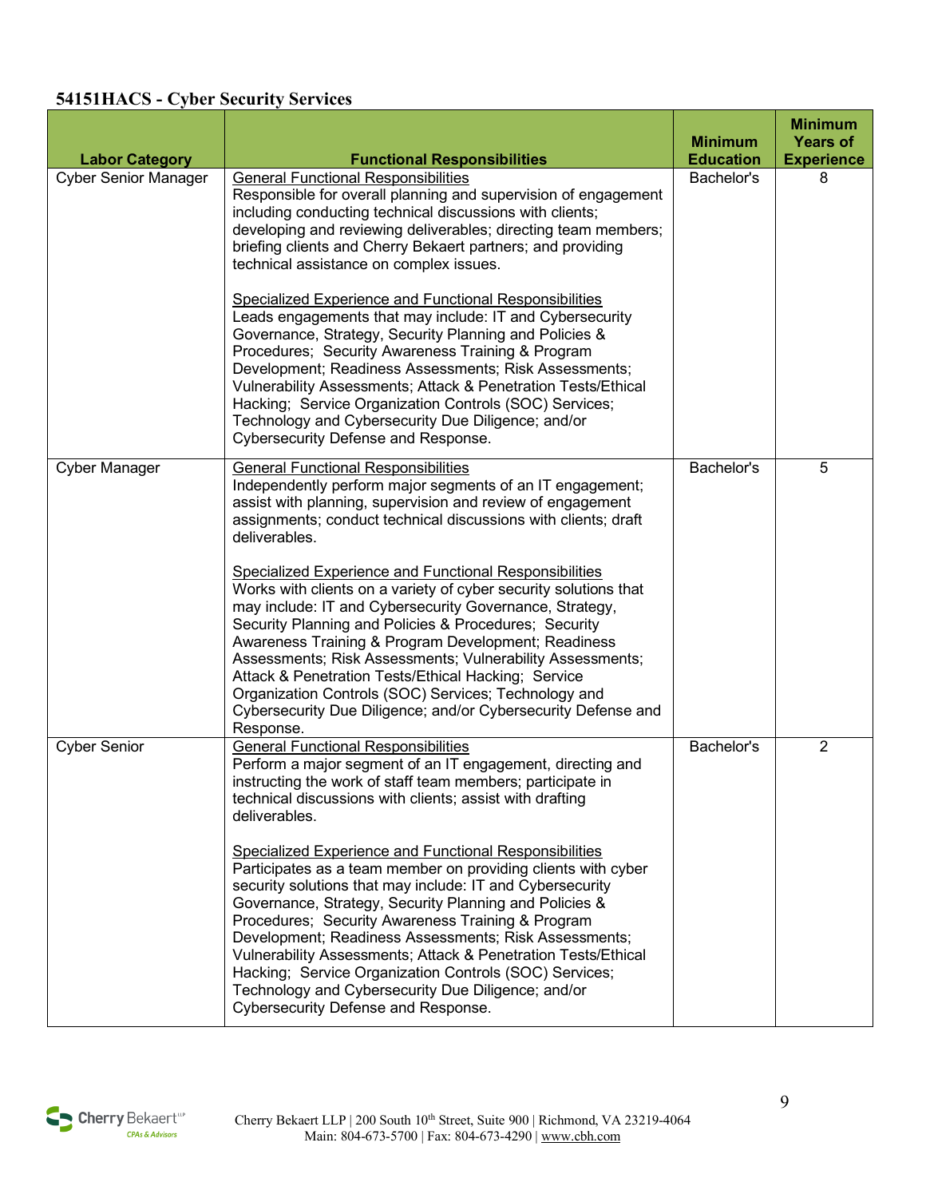## 54151HACS - Cyber Security Services

| Labor Category | Functional Responsibilities | Minimum Education | Minimum Years of Experience |
|---|---|---|---|
| Cyber Senior Manager | General Functional Responsibilities<br>Responsible for overall planning and supervision of engagement including conducting technical discussions with clients; developing and reviewing deliverables; directing team members; briefing clients and Cherry Bekaert partners; and providing technical assistance on complex issues.<br><br>Specialized Experience and Functional Responsibilities<br>Leads engagements that may include: IT and Cybersecurity Governance, Strategy, Security Planning and Policies & Procedures; Security Awareness Training & Program Development; Readiness Assessments; Risk Assessments; Vulnerability Assessments; Attack & Penetration Tests/Ethical Hacking; Service Organization Controls (SOC) Services; Technology and Cybersecurity Due Diligence; and/or Cybersecurity Defense and Response. | Bachelor's | 8 |
| Cyber Manager | General Functional Responsibilities<br>Independently perform major segments of an IT engagement; assist with planning, supervision and review of engagement assignments; conduct technical discussions with clients; draft deliverables.<br><br>Specialized Experience and Functional Responsibilities<br>Works with clients on a variety of cyber security solutions that may include: IT and Cybersecurity Governance, Strategy, Security Planning and Policies & Procedures; Security Awareness Training & Program Development; Readiness Assessments; Risk Assessments; Vulnerability Assessments; Attack & Penetration Tests/Ethical Hacking; Service Organization Controls (SOC) Services; Technology and Cybersecurity Due Diligence; and/or Cybersecurity Defense and Response. | Bachelor's | 5 |
| Cyber Senior | General Functional Responsibilities<br>Perform a major segment of an IT engagement, directing and instructing the work of staff team members; participate in technical discussions with clients; assist with drafting deliverables.<br><br>Specialized Experience and Functional Responsibilities<br>Participates as a team member on providing clients with cyber security solutions that may include: IT and Cybersecurity Governance, Strategy, Security Planning and Policies & Procedures; Security Awareness Training & Program Development; Readiness Assessments; Risk Assessments; Vulnerability Assessments; Attack & Penetration Tests/Ethical Hacking; Service Organization Controls (SOC) Services; Technology and Cybersecurity Due Diligence; and/or Cybersecurity Defense and Response. | Bachelor's | 2 |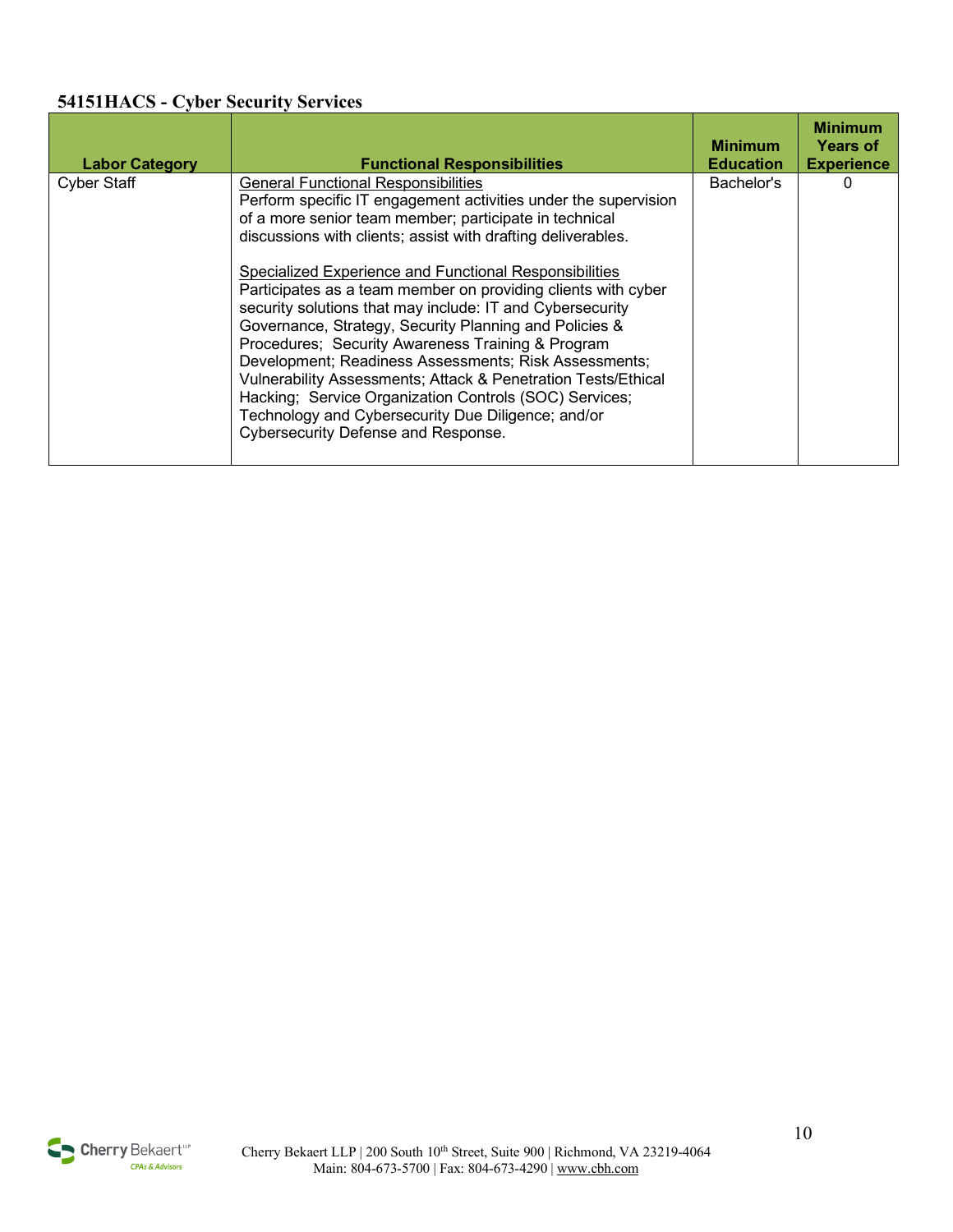## 54151HACS - Cyber Security Services

| Labor Category | Functional Responsibilities | Minimum Education | Minimum Years of Experience |
|---|---|---|---|
| Cyber Staff | General Functional Responsibilities<br>Perform specific IT engagement activities under the supervision of a more senior team member; participate in technical discussions with clients; assist with drafting deliverables.<br><br>Specialized Experience and Functional Responsibilities<br>Participates as a team member on providing clients with cyber security solutions that may include: IT and Cybersecurity Governance, Strategy, Security Planning and Policies & Procedures; Security Awareness Training & Program Development; Readiness Assessments; Risk Assessments; Vulnerability Assessments; Attack & Penetration Tests/Ethical Hacking; Service Organization Controls (SOC) Services; Technology and Cybersecurity Due Diligence; and/or Cybersecurity Defense and Response. | Bachelor's | 0 |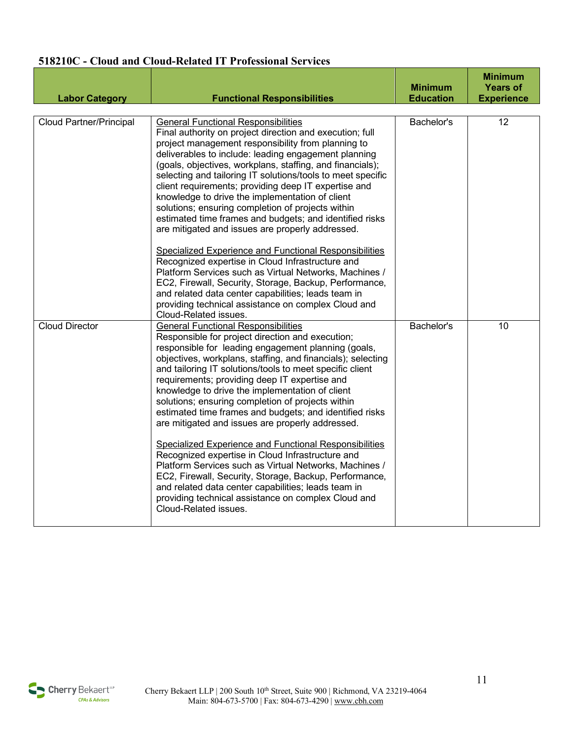## 518210C - Cloud and Cloud-Related IT Professional Services

| Labor Category | Functional Responsibilities | Minimum Education | Minimum Years of Experience |
|---|---|---|---|
| Cloud Partner/Principal | General Functional Responsibilities<br>Final authority on project direction and execution; full project management responsibility from planning to deliverables to include: leading engagement planning (goals, objectives, workplans, staffing, and financials); selecting and tailoring IT solutions/tools to meet specific client requirements; providing deep IT expertise and knowledge to drive the implementation of client solutions; ensuring completion of projects within estimated time frames and budgets; and identified risks are mitigated and issues are properly addressed.<br><br>Specialized Experience and Functional Responsibilities<br>Recognized expertise in Cloud Infrastructure and Platform Services such as Virtual Networks, Machines / EC2, Firewall, Security, Storage, Backup, Performance, and related data center capabilities; leads team in providing technical assistance on complex Cloud and Cloud-Related issues. | Bachelor's | 12 |
| Cloud Director | General Functional Responsibilities<br>Responsible for project direction and execution; responsible for leading engagement planning (goals, objectives, workplans, staffing, and financials); selecting and tailoring IT solutions/tools to meet specific client requirements; providing deep IT expertise and knowledge to drive the implementation of client solutions; ensuring completion of projects within estimated time frames and budgets; and identified risks are mitigated and issues are properly addressed.<br><br>Specialized Experience and Functional Responsibilities<br>Recognized expertise in Cloud Infrastructure and Platform Services such as Virtual Networks, Machines / EC2, Firewall, Security, Storage, Backup, Performance, and related data center capabilities; leads team in providing technical assistance on complex Cloud and Cloud-Related issues. | Bachelor's | 10 |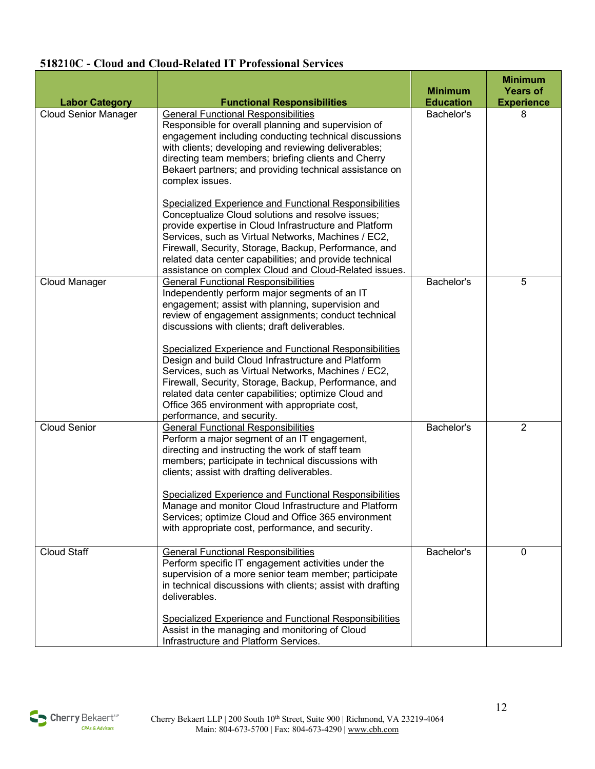**518210C - Cloud and Cloud-Related IT Professional Services**

| Labor Category | Functional Responsibilities | Minimum Education | Minimum Years of Experience |
|---|---|---|---|
| Cloud Senior Manager | General Functional Responsibilities<br>Responsible for overall planning and supervision of engagement including conducting technical discussions with clients; developing and reviewing deliverables; directing team members; briefing clients and Cherry Bekaert partners; and providing technical assistance on complex issues.<br><br>Specialized Experience and Functional Responsibilities<br>Conceptualize Cloud solutions and resolve issues; provide expertise in Cloud Infrastructure and Platform Services, such as Virtual Networks, Machines / EC2, Firewall, Security, Storage, Backup, Performance, and related data center capabilities; and provide technical assistance on complex Cloud and Cloud-Related issues. | Bachelor's | 8 |
| Cloud Manager | General Functional Responsibilities<br>Independently perform major segments of an IT engagement; assist with planning, supervision and review of engagement assignments; conduct technical discussions with clients; draft deliverables.<br><br>Specialized Experience and Functional Responsibilities<br>Design and build Cloud Infrastructure and Platform Services, such as Virtual Networks, Machines / EC2, Firewall, Security, Storage, Backup, Performance, and related data center capabilities; optimize Cloud and Office 365 environment with appropriate cost, performance, and security. | Bachelor's | 5 |
| Cloud Senior | General Functional Responsibilities<br>Perform a major segment of an IT engagement, directing and instructing the work of staff team members; participate in technical discussions with clients; assist with drafting deliverables.<br><br>Specialized Experience and Functional Responsibilities<br>Manage and monitor Cloud Infrastructure and Platform Services; optimize Cloud and Office 365 environment with appropriate cost, performance, and security. | Bachelor's | 2 |
| Cloud Staff | General Functional Responsibilities<br>Perform specific IT engagement activities under the supervision of a more senior team member; participate in technical discussions with clients; assist with drafting deliverables.<br><br>Specialized Experience and Functional Responsibilities<br>Assist in the managing and monitoring of Cloud Infrastructure and Platform Services. | Bachelor's | 0 |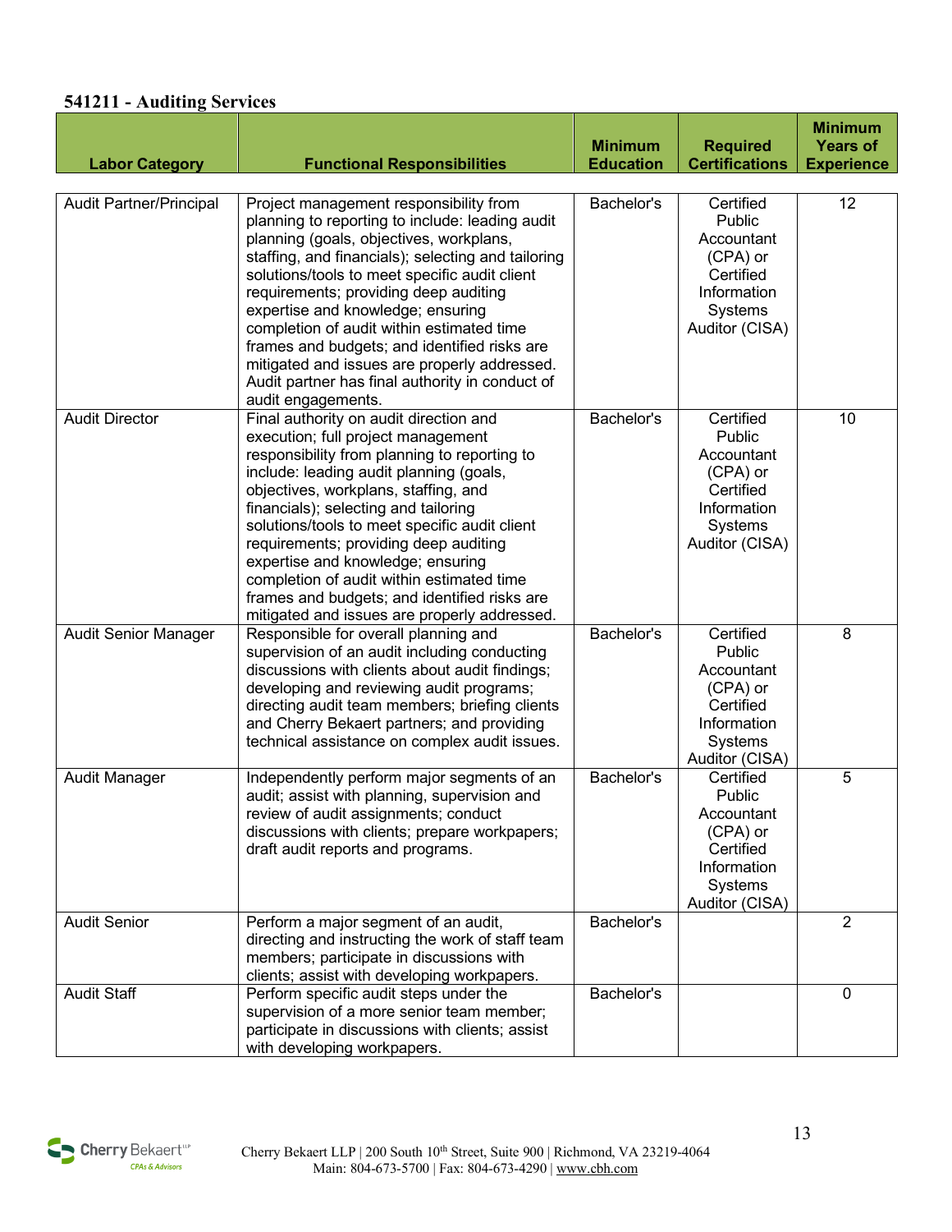### 541211 - Auditing Services

| Labor Category | Functional Responsibilities | Minimum Education | Required Certifications | Minimum Years of Experience |
|---|---|---|---|---|
| Audit Partner/Principal | Project management responsibility from planning to reporting to include: leading audit planning (goals, objectives, workplans, staffing, and financials); selecting and tailoring solutions/tools to meet specific audit client requirements; providing deep auditing expertise and knowledge; ensuring completion of audit within estimated time frames and budgets; and identified risks are mitigated and issues are properly addressed. Audit partner has final authority in conduct of audit engagements. | Bachelor's | Certified Public Accountant (CPA) or Certified Information Systems Auditor (CISA) | 12 |
| Audit Director | Final authority on audit direction and execution; full project management responsibility from planning to reporting to include: leading audit planning (goals, objectives, workplans, staffing, and financials); selecting and tailoring solutions/tools to meet specific audit client requirements; providing deep auditing expertise and knowledge; ensuring completion of audit within estimated time frames and budgets; and identified risks are mitigated and issues are properly addressed. | Bachelor's | Certified Public Accountant (CPA) or Certified Information Systems Auditor (CISA) | 10 |
| Audit Senior Manager | Responsible for overall planning and supervision of an audit including conducting discussions with clients about audit findings; developing and reviewing audit programs; directing audit team members; briefing clients and Cherry Bekaert partners; and providing technical assistance on complex audit issues. | Bachelor's | Certified Public Accountant (CPA) or Certified Information Systems Auditor (CISA) | 8 |
| Audit Manager | Independently perform major segments of an audit; assist with planning, supervision and review of audit assignments; conduct discussions with clients; prepare workpapers; draft audit reports and programs. | Bachelor's | Certified Public Accountant (CPA) or Certified Information Systems Auditor (CISA) | 5 |
| Audit Senior | Perform a major segment of an audit, directing and instructing the work of staff team members; participate in discussions with clients; assist with developing workpapers. | Bachelor's | | 2 |
| Audit Staff | Perform specific audit steps under the supervision of a more senior team member; participate in discussions with clients; assist with developing workpapers. | Bachelor's | | 0 |

Cherry Bekaert LLP | 200 South 10th Street, Suite 900 | Richmond, VA 23219-4064
Main: 804-673-5700 | Fax: 804-673-4290 | www.cbh.com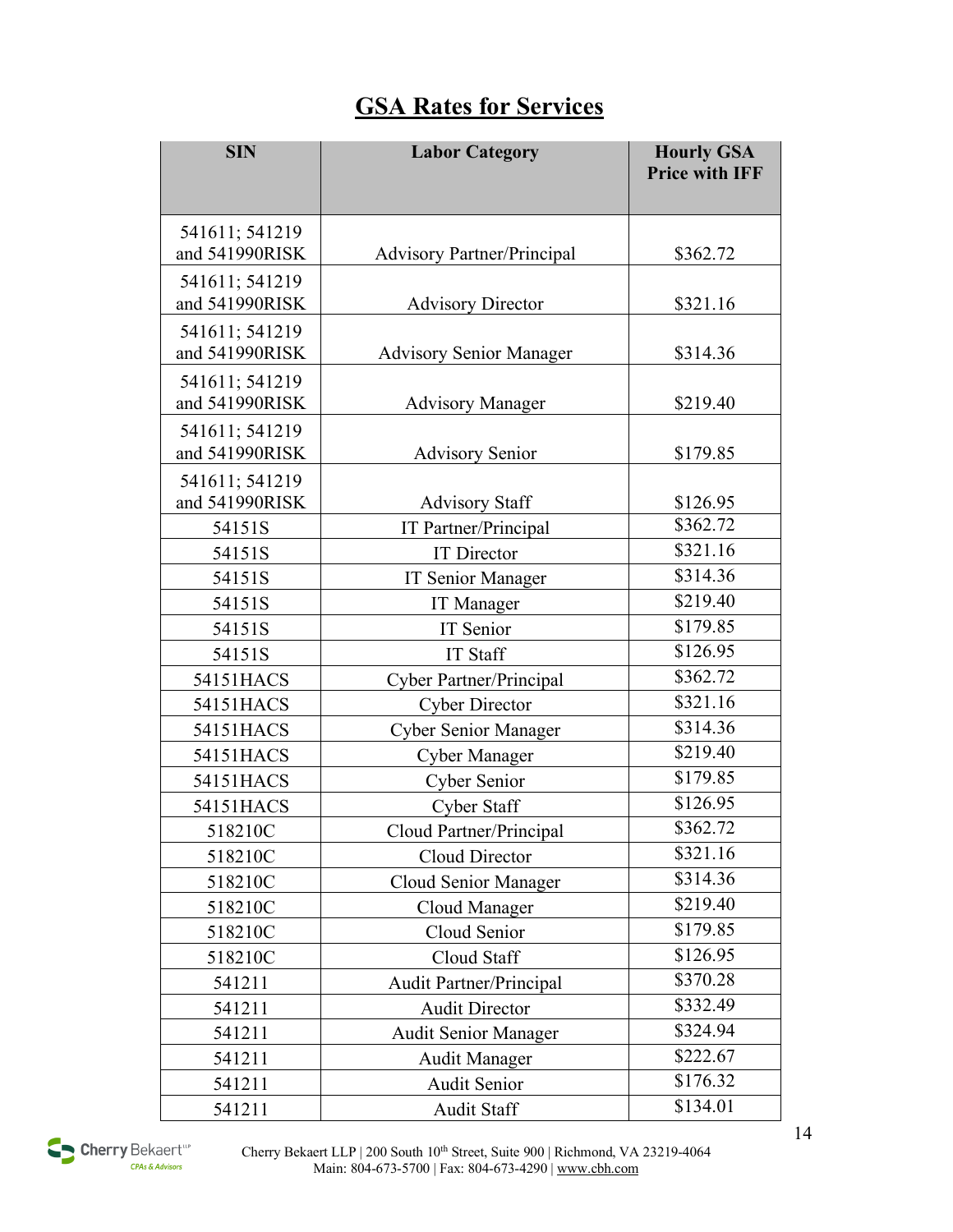# GSA Rates for Services

| SIN | Labor Category | Hourly GSA Price with IFF |
|---|---|---|
| 541611; 541219 and 541990RISK | Advisory Partner/Principal | $362.72 |
| 541611; 541219 and 541990RISK | Advisory Director | $321.16 |
| 541611; 541219 and 541990RISK | Advisory Senior Manager | $314.36 |
| 541611; 541219 and 541990RISK | Advisory Manager | $219.40 |
| 541611; 541219 and 541990RISK | Advisory Senior | $179.85 |
| 541611; 541219 and 541990RISK | Advisory Staff | $126.95 |
| 54151S | IT Partner/Principal | $362.72 |
| 54151S | IT Director | $321.16 |
| 54151S | IT Senior Manager | $314.36 |
| 54151S | IT Manager | $219.40 |
| 54151S | IT Senior | $179.85 |
| 54151S | IT Staff | $126.95 |
| 54151HACS | Cyber Partner/Principal | $362.72 |
| 54151HACS | Cyber Director | $321.16 |
| 54151HACS | Cyber Senior Manager | $314.36 |
| 54151HACS | Cyber Manager | $219.40 |
| 54151HACS | Cyber Senior | $179.85 |
| 54151HACS | Cyber Staff | $126.95 |
| 518210C | Cloud Partner/Principal | $362.72 |
| 518210C | Cloud Director | $321.16 |
| 518210C | Cloud Senior Manager | $314.36 |
| 518210C | Cloud Manager | $219.40 |
| 518210C | Cloud Senior | $179.85 |
| 518210C | Cloud Staff | $126.95 |
| 541211 | Audit Partner/Principal | $370.28 |
| 541211 | Audit Director | $332.49 |
| 541211 | Audit Senior Manager | $324.94 |
| 541211 | Audit Manager | $222.67 |
| 541211 | Audit Senior | $176.32 |
| 541211 | Audit Staff | $134.01 |

Cherry Bekaert LLP | 200 South 10th Street, Suite 900 | Richmond, VA 23219-4064
Main: 804-673-5700 | Fax: 804-673-4290 | www.cbh.com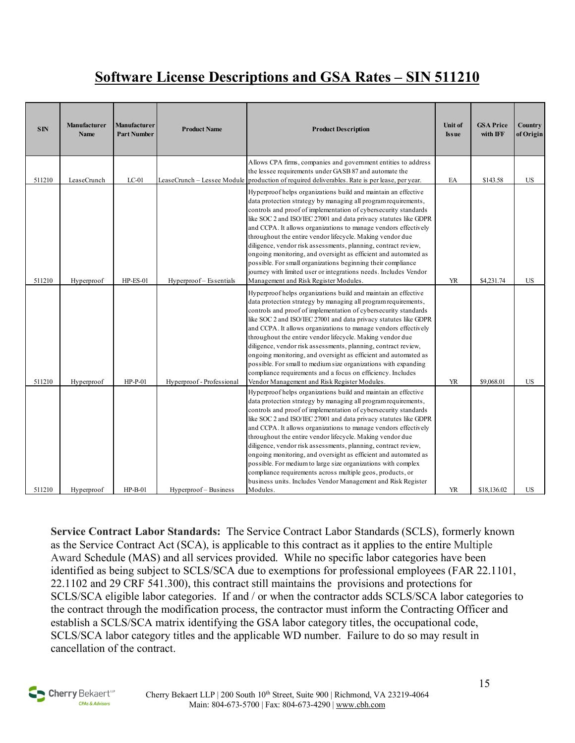# Software License Descriptions and GSA Rates – SIN 511210

| SIN | Manufacturer Name | Manufacturer Part Number | Product Name | Product Description | Unit of Issue | GSA Price with IFF | Country of Origin |
|---|---|---|---|---|---|---|---|
| 511210 | LeaseCrunch | LC-01 | LeaseCrunch – Lessee Module | Allows CPA firms, companies and government entities to address the lessee requirements under GASB 87 and automate the production of required deliverables. Rate is per lease, per year. | EA | $143.58 | US |
| 511210 | Hyperproof | HP-ES-01 | Hyperproof – Essentials | Hyperproof helps organizations build and maintain an effective data protection strategy by managing all program requirements, controls and proof of implementation of cybersecurity standards like SOC 2 and ISO/IEC 27001 and data privacy statutes like GDPR and CCPA. It allows organizations to manage vendors effectively throughout the entire vendor lifecycle. Making vendor due diligence, vendor risk assessments, planning, contract review, ongoing monitoring, and oversight as efficient and automated as possible. For small organizations beginning their compliance journey with limited user or integrations needs. Includes Vendor Management and Risk Register Modules. | YR | $4,231.74 | US |
| 511210 | Hyperproof | HP-P-01 | Hyperproof - Professional | Hyperproof helps organizations build and maintain an effective data protection strategy by managing all program requirements, controls and proof of implementation of cybersecurity standards like SOC 2 and ISO/IEC 27001 and data privacy statutes like GDPR and CCPA. It allows organizations to manage vendors effectively throughout the entire vendor lifecycle. Making vendor due diligence, vendor risk assessments, planning, contract review, ongoing monitoring, and oversight as efficient and automated as possible. For small to medium size organizations with expanding compliance requirements and a focus on efficiency. Includes Vendor Management and Risk Register Modules. | YR | $9,068.01 | US |
| 511210 | Hyperproof | HP-B-01 | Hyperproof – Business | Hyperproof helps organizations build and maintain an effective data protection strategy by managing all program requirements, controls and proof of implementation of cybersecurity standards like SOC 2 and ISO/IEC 27001 and data privacy statutes like GDPR and CCPA. It allows organizations to manage vendors effectively throughout the entire vendor lifecycle. Making vendor due diligence, vendor risk assessments, planning, contract review, ongoing monitoring, and oversight as efficient and automated as possible. For medium to large size organizations with complex compliance requirements across multiple geos, products, or business units. Includes Vendor Management and Risk Register Modules. | YR | $18,136.02 | US |

**Service Contract Labor Standards:** The Service Contract Labor Standards (SCLS), formerly known as the Service Contract Act (SCA), is applicable to this contract as it applies to the entire Multiple Award Schedule (MAS) and all services provided. While no specific labor categories have been identified as being subject to SCLS/SCA due to exemptions for professional employees (FAR 22.1101, 22.1102 and 29 CRF 541.300), this contract still maintains the provisions and protections for SCLS/SCA eligible labor categories. If and / or when the contractor adds SCLS/SCA labor categories to the contract through the modification process, the contractor must inform the Contracting Officer and establish a SCLS/SCA matrix identifying the GSA labor category titles, the occupational code, SCLS/SCA labor category titles and the applicable WD number. Failure to do so may result in cancellation of the contract.